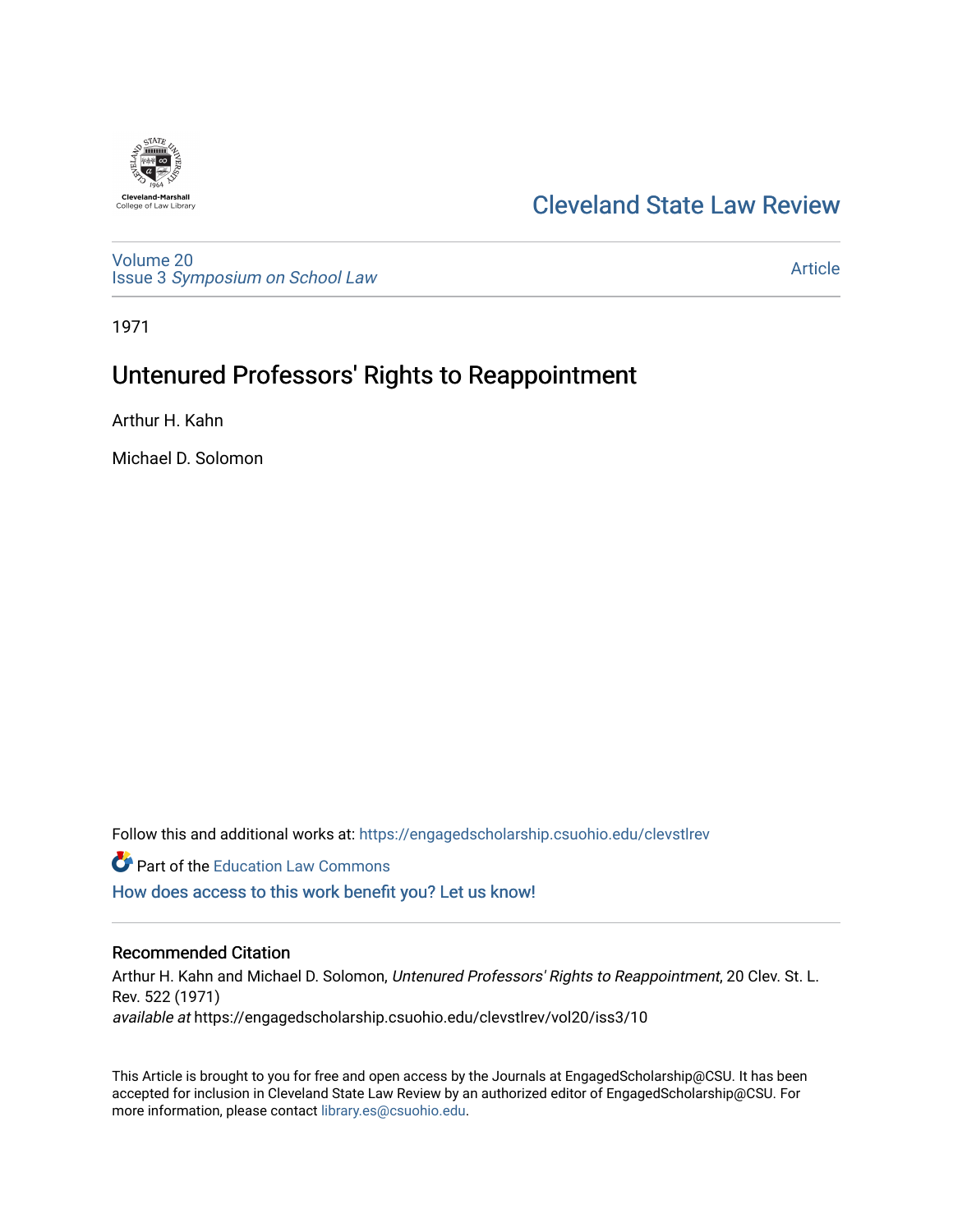Cleveland-Marshall
College of Law Library

# Cleveland State Law Review

Volume 20
Issue 3 *Symposium on School Law*

Article

1971

## Untenured Professors' Rights to Reappointment

Arthur H. Kahn

Michael D. Solomon

Follow this and additional works at: https://engagedscholarship.csuohio.edu/clevstlrev

Part of the Education Law Commons

How does access to this work benefit you? Let us know!

### Recommended Citation

Arthur H. Kahn and Michael D. Solomon, *Untenured Professors' Rights to Reappointment*, 20 Clev. St. L. Rev. 522 (1971)
*available at* https://engagedscholarship.csuohio.edu/clevstlrev/vol20/iss3/10

This Article is brought to you for free and open access by the Journals at EngagedScholarship@CSU. It has been accepted for inclusion in Cleveland State Law Review by an authorized editor of EngagedScholarship@CSU. For more information, please contact library.es@csuohio.edu.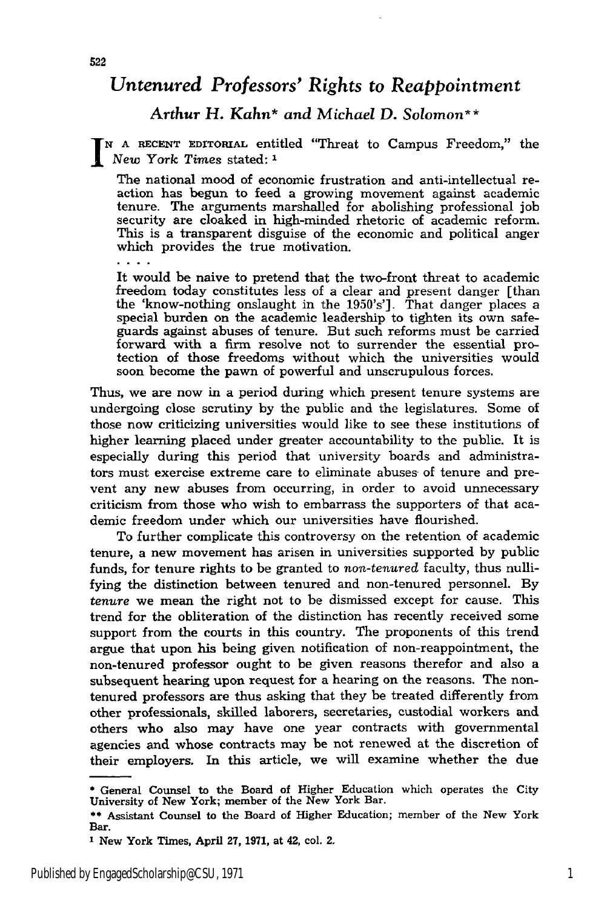# *Untenured Professors' Rights to Reappointment*

### *Arthur H. Kahn\* and Michael D. Solomon\*\**

IN A RECENT EDITORIAL entitled "Threat to Campus Freedom," the *New York Times* stated: [1]

> The national mood of economic frustration and anti-intellectual reaction has begun to feed a growing movement against academic tenure. The arguments marshalled for abolishing professional job security are cloaked in high-minded rhetoric of academic reform. This is a transparent disguise of the economic and political anger which provides the true motivation.
>
> . . . .
>
> It would be naive to pretend that the two-front threat to academic freedom today constitutes less of a clear and present danger [than the 'know-nothing onslaught in the 1950's']. That danger places a special burden on the academic leadership to tighten its own safeguards against abuses of tenure. But such reforms must be carried forward with a firm resolve not to surrender the essential protection of those freedoms without which the universities would soon become the pawn of powerful and unscrupulous forces.

Thus, we are now in a period during which present tenure systems are undergoing close scrutiny by the public and the legislatures. Some of those now criticizing universities would like to see these institutions of higher learning placed under greater accountability to the public. It is especially during this period that university boards and administrators must exercise extreme care to eliminate abuses of tenure and prevent any new abuses from occurring, in order to avoid unnecessary criticism from those who wish to embarrass the supporters of that academic freedom under which our universities have flourished.

To further complicate this controversy on the retention of academic tenure, a new movement has arisen in universities supported by public funds, for tenure rights to be granted to *non-tenured* faculty, thus nullifying the distinction between tenured and non-tenured personnel. By *tenure* we mean the right not to be dismissed except for cause. This trend for the obliteration of the distinction has recently received some support from the courts in this country. The proponents of this trend argue that upon his being given notification of non-reappointment, the non-tenured professor ought to be given reasons therefor and also a subsequent hearing upon request for a hearing on the reasons. The non-tenured professors are thus asking that they be treated differently from other professionals, skilled laborers, secretaries, custodial workers and others who also may have one year contracts with governmental agencies and whose contracts may be not renewed at the discretion of their employers. In this article, we will examine whether the due

---

\* General Counsel to the Board of Higher Education which operates the City University of New York; member of the New York Bar.

\*\* Assistant Counsel to the Board of Higher Education; member of the New York Bar.

[1] New York Times, April 27, 1971, at 42, col. 2.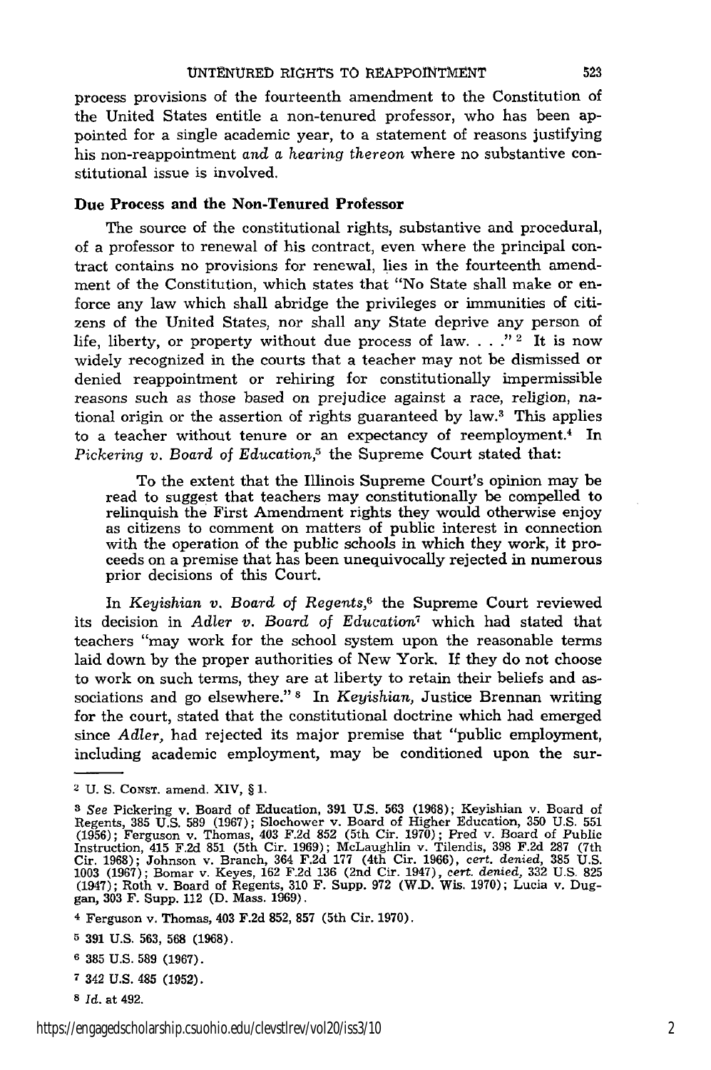process provisions of the fourteenth amendment to the Constitution of the United States entitle a non-tenured professor, who has been appointed for a single academic year, to a statement of reasons justifying his non-reappointment *and a hearing thereon* where no substantive constitutional issue is involved.

## Due Process and the Non-Tenured Professor

The source of the constitutional rights, substantive and procedural, of a professor to renewal of his contract, even where the principal contract contains no provisions for renewal, lies in the fourteenth amendment of the Constitution, which states that "No State shall make or enforce any law which shall abridge the privileges or immunities of citizens of the United States, nor shall any State deprive any person of life, liberty, or property without due process of law. . . ."[2] It is now widely recognized in the courts that a teacher may not be dismissed or denied reappointment or rehiring for constitutionally impermissible reasons such as those based on prejudice against a race, religion, national origin or the assertion of rights guaranteed by law.[3] This applies to a teacher without tenure or an expectancy of reemployment.[4] In *Pickering v. Board of Education*,[5] the Supreme Court stated that:

> To the extent that the Illinois Supreme Court's opinion may be read to suggest that teachers may constitutionally be compelled to relinquish the First Amendment rights they would otherwise enjoy as citizens to comment on matters of public interest in connection with the operation of the public schools in which they work, it proceeds on a premise that has been unequivocally rejected in numerous prior decisions of this Court.

In *Keyishian v. Board of Regents*,[6] the Supreme Court reviewed its decision in *Adler v. Board of Education*[7] which had stated that teachers "may work for the school system upon the reasonable terms laid down by the proper authorities of New York. If they do not choose to work on such terms, they are at liberty to retain their beliefs and associations and go elsewhere."[8] In *Keyishian*, Justice Brennan writing for the court, stated that the constitutional doctrine which had emerged since *Adler*, had rejected its major premise that "public employment, including academic employment, may be conditioned upon the sur-

---

[2] U. S. Const. amend. XIV, § 1.

[3] *See* Pickering v. Board of Education, 391 U.S. 563 (1968); Keyishian v. Board of Regents, 385 U.S. 589 (1967); Slochower v. Board of Higher Education, 350 U.S. 551 (1956); Ferguson v. Thomas, 403 F.2d 852 (5th Cir. 1970); Pred v. Board of Public Instruction, 415 F.2d 851 (5th Cir. 1969); McLaughlin v. Tilendis, 398 F.2d 287 (7th Cir. 1968); Johnson v. Branch, 364 F.2d 177 (4th Cir. 1966), *cert. denied*, 385 U.S. 1003 (1967); Bomar v. Keyes, 162 F.2d 136 (2nd Cir. 1947), *cert. denied*, 332 U.S. 825 (1947); Roth v. Board of Regents, 310 F. Supp. 972 (W.D. Wis. 1970); Lucia v. Duggan, 303 F. Supp. 112 (D. Mass. 1969).

[4] Ferguson v. Thomas, 403 F.2d 852, 857 (5th Cir. 1970).

[5] 391 U.S. 563, 568 (1968).

[6] 385 U.S. 589 (1967).

[7] 342 U.S. 485 (1952).

[8] *Id.* at 492.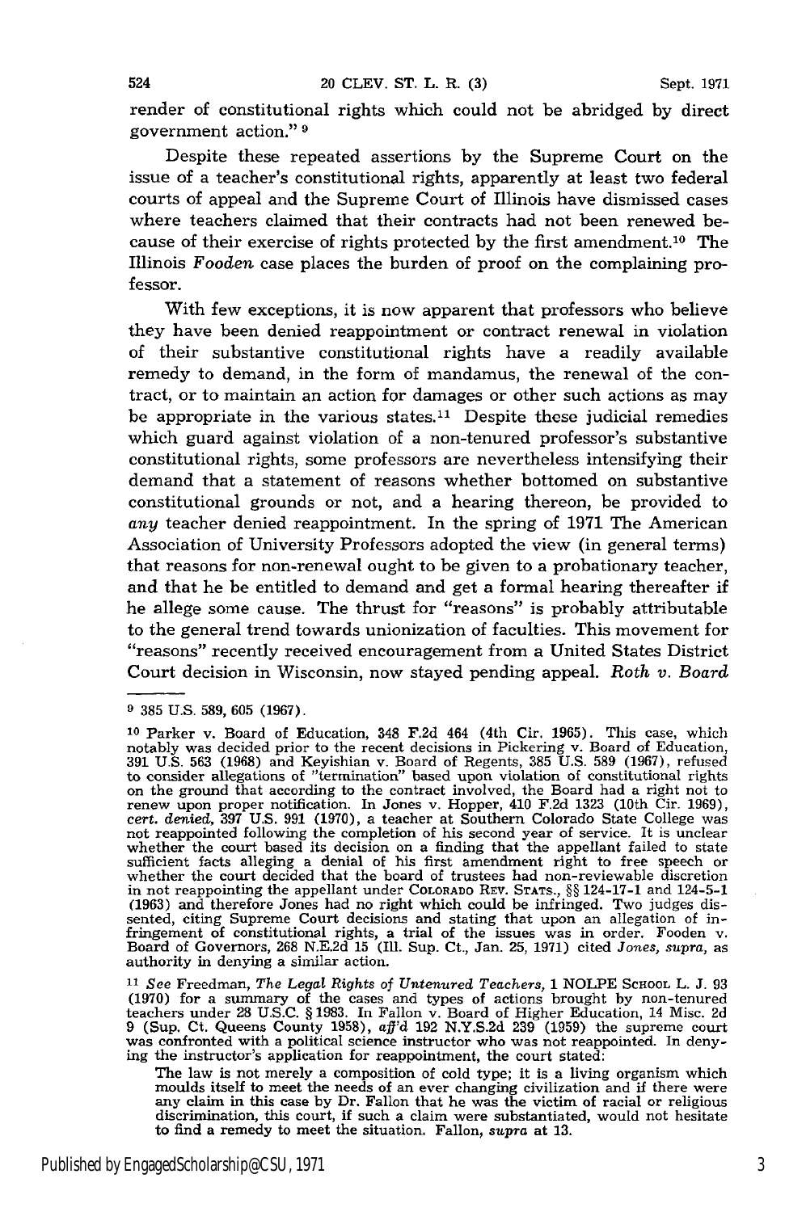render of constitutional rights which could not be abridged by direct government action." [9]

Despite these repeated assertions by the Supreme Court on the issue of a teacher's constitutional rights, apparently at least two federal courts of appeal and the Supreme Court of Illinois have dismissed cases where teachers claimed that their contracts had not been renewed because of their exercise of rights protected by the first amendment.[10] The Illinois *Fooden* case places the burden of proof on the complaining professor.

With few exceptions, it is now apparent that professors who believe they have been denied reappointment or contract renewal in violation of their substantive constitutional rights have a readily available remedy to demand, in the form of mandamus, the renewal of the contract, or to maintain an action for damages or other such actions as may be appropriate in the various states.[11] Despite these judicial remedies which guard against violation of a non-tenured professor's substantive constitutional rights, some professors are nevertheless intensifying their demand that a statement of reasons whether bottomed on substantive constitutional grounds or not, and a hearing thereon, be provided to *any* teacher denied reappointment. In the spring of 1971 The American Association of University Professors adopted the view (in general terms) that reasons for non-renewal ought to be given to a probationary teacher, and that he be entitled to demand and get a formal hearing thereafter if he allege some cause. The thrust for "reasons" is probably attributable to the general trend towards unionization of faculties. This movement for "reasons" recently received encouragement from a United States District Court decision in Wisconsin, now stayed pending appeal. *Roth v. Board*

---

[9] 385 U.S. 589, 605 (1967).

[10] Parker v. Board of Education, 348 F.2d 464 (4th Cir. 1965). This case, which notably was decided prior to the recent decisions in Pickering v. Board of Education, 391 U.S. 563 (1968) and Keyishian v. Board of Regents, 385 U.S. 589 (1967), refused to consider allegations of "termination" based upon violation of constitutional rights on the ground that according to the contract involved, the Board had a right not to renew upon proper notification. In Jones v. Hopper, 410 F.2d 1323 (10th Cir. 1969), *cert. denied*, 397 U.S. 991 (1970), a teacher at Southern Colorado State College was not reappointed following the completion of his second year of service. It is unclear whether the court based its decision on a finding that the appellant failed to state sufficient facts alleging a denial of his first amendment right to free speech or whether the court decided that the board of trustees had non-reviewable discretion in not reappointing the appellant under COLORADO REV. STATS., §§ 124-17-1 and 124-5-1 (1963) and therefore Jones had no right which could be infringed. Two judges dissented, citing Supreme Court decisions and stating that upon an allegation of infringement of constitutional rights, a trial of the issues was in order. Fooden v. Board of Governors, 268 N.E.2d 15 (Ill. Sup. Ct., Jan. 25, 1971) cited *Jones, supra*, as authority in denying a similar action.

[11] *See* Freedman, *The Legal Rights of Untenured Teachers*, 1 NOLPE SCHOOL L. J. 93 (1970) for a summary of the cases and types of actions brought by non-tenured teachers under 28 U.S.C. § 1983. In Fallon v. Board of Higher Education, 14 Misc. 2d 9 (Sup. Ct. Queens County 1958), *aff'd* 192 N.Y.S.2d 239 (1959) the supreme court was confronted with a political science instructor who was not reappointed. In denying the instructor's application for reappointment, the court stated:

> The law is not merely a composition of cold type; it is a living organism which moulds itself to meet the needs of an ever changing civilization and if there were any claim in this case by Dr. Fallon that he was the victim of racial or religious discrimination, this court, if such a claim were substantiated, would not hesitate to find a remedy to meet the situation. Fallon, *supra* at 13.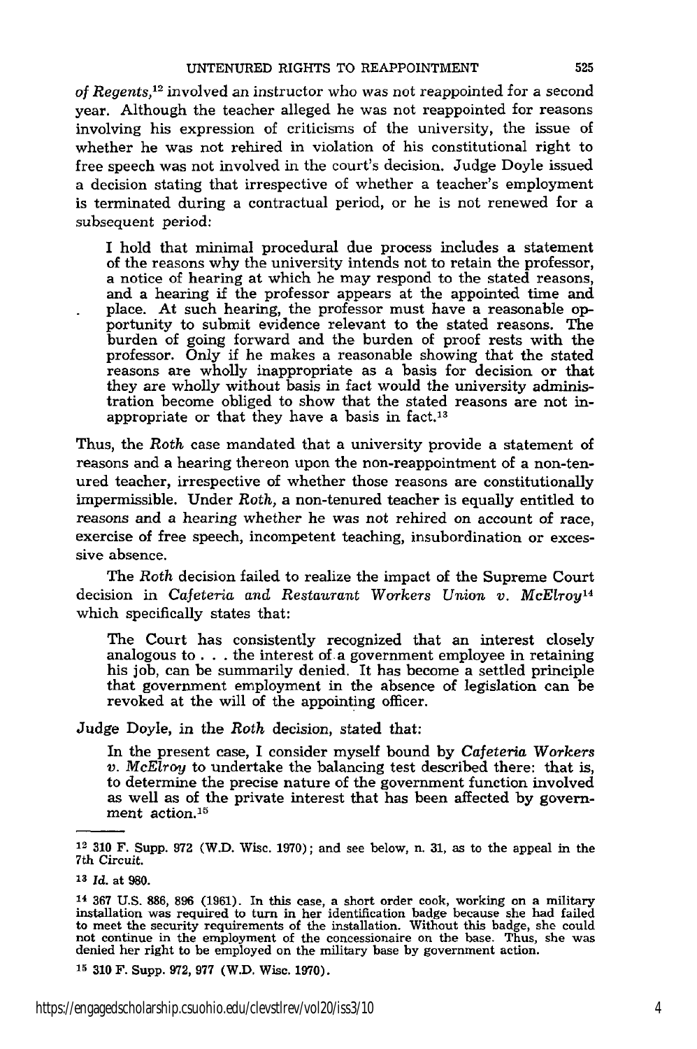*of Regents*,[12] involved an instructor who was not reappointed for a second year. Although the teacher alleged he was not reappointed for reasons involving his expression of criticisms of the university, the issue of whether he was not rehired in violation of his constitutional right to free speech was not involved in the court's decision. Judge Doyle issued a decision stating that irrespective of whether a teacher's employment is terminated during a contractual period, or he is not renewed for a subsequent period:

> I hold that minimal procedural due process includes a statement of the reasons why the university intends not to retain the professor, a notice of hearing at which he may respond to the stated reasons, and a hearing if the professor appears at the appointed time and place. At such hearing, the professor must have a reasonable opportunity to submit evidence relevant to the stated reasons. The burden of going forward and the burden of proof rests with the professor. Only if he makes a reasonable showing that the stated reasons are wholly inappropriate as a basis for decision or that they are wholly without basis in fact would the university administration become obliged to show that the stated reasons are not inappropriate or that they have a basis in fact.[13]

Thus, the *Roth* case mandated that a university provide a statement of reasons and a hearing thereon upon the non-reappointment of a non-tenured teacher, irrespective of whether those reasons are constitutionally impermissible. Under *Roth*, a non-tenured teacher is equally entitled to reasons and a hearing whether he was not rehired on account of race, exercise of free speech, incompetent teaching, insubordination or excessive absence.

The *Roth* decision failed to realize the impact of the Supreme Court decision in *Cafeteria and Restaurant Workers Union v. McElroy*[14] which specifically states that:

> The Court has consistently recognized that an interest closely analogous to . . . the interest of a government employee in retaining his job, can be summarily denied. It has become a settled principle that government employment in the absence of legislation can be revoked at the will of the appointing officer.

Judge Doyle, in the *Roth* decision, stated that:

> In the present case, I consider myself bound by *Cafeteria Workers v. McElroy* to undertake the balancing test described there: that is, to determine the precise nature of the government function involved as well as of the private interest that has been affected by government action.[15]

---

[12] 310 F. Supp. 972 (W.D. Wisc. 1970); and see below, n. 31, as to the appeal in the 7th Circuit.

[13] *Id.* at 980.

[14] 367 U.S. 886, 896 (1961). In this case, a short order cook, working on a military installation was required to turn in her identification badge because she had failed to meet the security requirements of the installation. Without this badge, she could not continue in the employment of the concessionaire on the base. Thus, she was denied her right to be employed on the military base by government action.

[15] 310 F. Supp. 972, 977 (W.D. Wisc. 1970).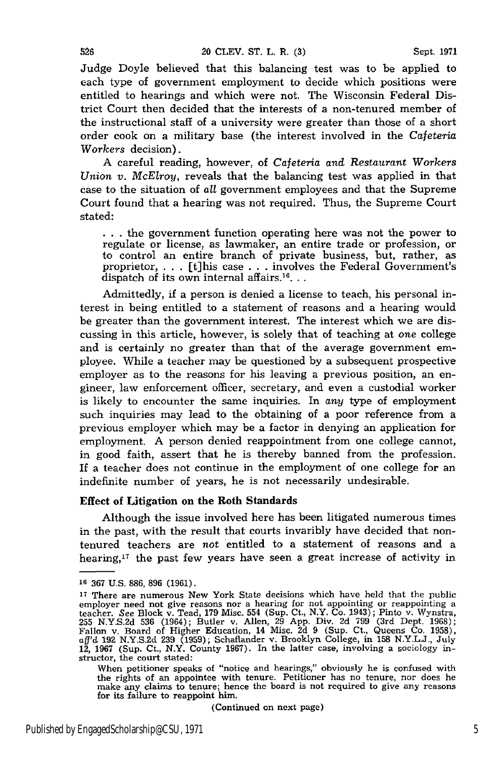Judge Doyle believed that this balancing test was to be applied to each type of government employment to decide which positions were entitled to hearings and which were not. The Wisconsin Federal District Court then decided that the interests of a non-tenured member of the instructional staff of a university were greater than those of a short order cook on a military base (the interest involved in the *Cafeteria Workers* decision).

A careful reading, however, of *Cafeteria and Restaurant Workers Union v. McElroy*, reveals that the balancing test was applied in that case to the situation of *all* government employees and that the Supreme Court found that a hearing was not required. Thus, the Supreme Court stated:

> . . . the government function operating here was not the power to regulate or license, as lawmaker, an entire trade or profession, or to control an entire branch of private business, but, rather, as proprietor, . . . [t]his case . . . involves the Federal Government's dispatch of its own internal affairs.[16] . . .

Admittedly, if a person is denied a license to teach, his personal interest in being entitled to a statement of reasons and a hearing would be greater than the government interest. The interest which we are discussing in this article, however, is solely that of teaching at *one* college and is certainly no greater than that of the average government employee. While a teacher may be questioned by a subsequent prospective employer as to the reasons for his leaving a previous position, an engineer, law enforcement officer, secretary, and even a custodial worker is likely to encounter the same inquiries. In *any* type of employment such inquiries may lead to the obtaining of a poor reference from a previous employer which may be a factor in denying an application for employment. A person denied reappointment from one college cannot, in good faith, assert that he is thereby banned from the profession. If a teacher does not continue in the employment of one college for an indefinite number of years, he is not necessarily undesirable.

**Effect of Litigation on the Roth Standards**

Although the issue involved here has been litigated numerous times in the past, with the result that courts invaribly have decided that non-tenured teachers are *not* entitled to a statement of reasons and a hearing,[17] the past few years have seen a great increase of activity in

---

[16] 367 U.S. 886, 896 (1961).

[17] There are numerous New York State decisions which have held that the public employer need not give reasons nor a hearing for not appointing or reappointing a teacher. *See* Block v. Tead, 179 Misc. 554 (Sup. Ct., N.Y. Co. 1943); Pinto v. Wynstra, 255 N.Y.S.2d 536 (1964); Butler v. Allen, 29 App. Div. 2d 799 (3rd Dept. 1968); Fallon v. Board of Higher Education, 14 Misc. 2d 9 (Sup. Ct., Queens Co. 1958), *aff'd* 192 N.Y.S.2d 239 (1959); Schaflander v. Brooklyn College, in 158 N.Y.L.J., July 12, 1967 (Sup. Ct., N.Y. County 1967). In the latter case, involving a sociology instructor, the court stated:

> When petitioner speaks of "notice and hearings," obviously he is confused with the rights of an appointee with tenure. Petitioner has no tenure, nor does he make any claims to tenure; hence the board is not required to give any reasons for its failure to reappoint him.

(Continued on next page)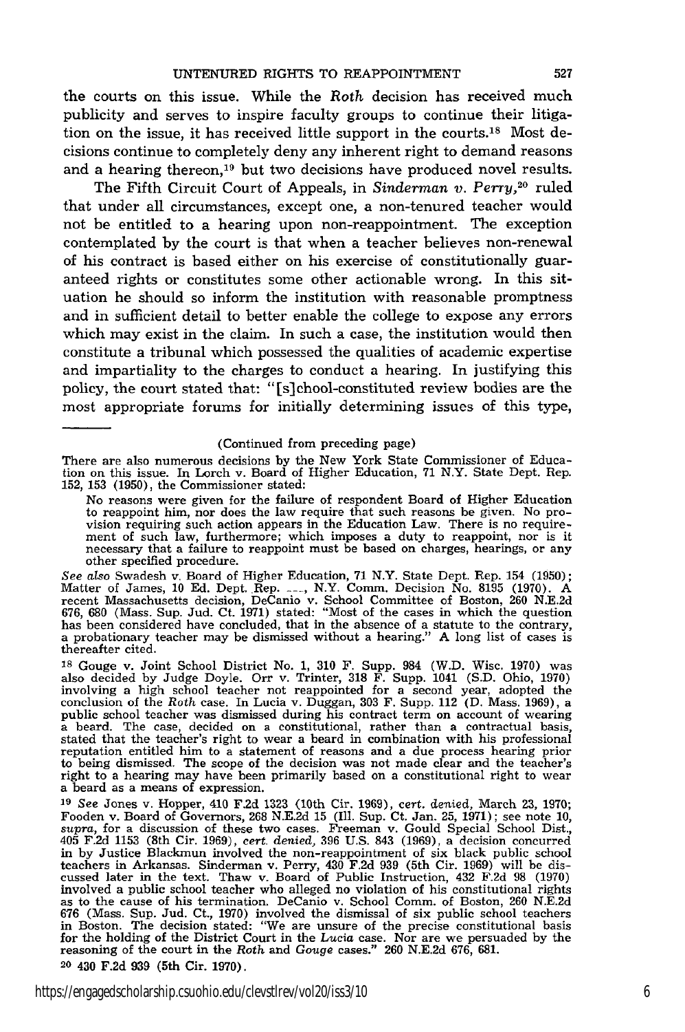the courts on this issue. While the *Roth* decision has received much publicity and serves to inspire faculty groups to continue their litigation on the issue, it has received little support in the courts.[18] Most decisions continue to completely deny any inherent right to demand reasons and a hearing thereon,[19] but two decisions have produced novel results.

The Fifth Circuit Court of Appeals, in *Sinderman v. Perry*,[20] ruled that under all circumstances, except one, a non-tenured teacher would not be entitled to a hearing upon non-reappointment. The exception contemplated by the court is that when a teacher believes non-renewal of his contract is based either on his exercise of constitutionally guaranteed rights or constitutes some other actionable wrong. In this situation he should so inform the institution with reasonable promptness and in sufficient detail to better enable the college to expose any errors which may exist in the claim. In such a case, the institution would then constitute a tribunal which possessed the qualities of academic expertise and impartiality to the charges to conduct a hearing. In justifying this policy, the court stated that: "[s]chool-constituted review bodies are the most appropriate forums for initially determining issues of this type,

---

(Continued from preceding page)

There are also numerous decisions by the New York State Commissioner of Education on this issue. In Lorch v. Board of Higher Education, 71 N.Y. State Dept. Rep. 152, 153 (1950), the Commissioner stated:

> No reasons were given for the failure of respondent Board of Higher Education to reappoint him, nor does the law require that such reasons be given. No provision requiring such action appears in the Education Law. There is no requirement of such law, furthermore; which imposes a duty to reappoint, nor is it necessary that a failure to reappoint must be based on charges, hearings, or any other specified procedure.

*See also* Swadesh v. Board of Higher Education, 71 N.Y. State Dept. Rep. 154 (1950); Matter of James, 10 Ed. Dept. Rep. ___, N.Y. Comm. Decision No. 8195 (1970). A recent Massachusetts decision, DeCanio v. School Committee of Boston, 260 N.E.2d 676, 680 (Mass. Sup. Jud. Ct. 1971) stated: "Most of the cases in which the question has been considered have concluded, that in the absence of a statute to the contrary, a probationary teacher may be dismissed without a hearing." A long list of cases is thereafter cited.

[18] Gouge v. Joint School District No. 1, 310 F. Supp. 984 (W.D. Wisc. 1970) was also decided by Judge Doyle. Orr v. Trinter, 318 F. Supp. 1041 (S.D. Ohio, 1970) involving a high school teacher not reappointed for a second year, adopted the conclusion of the *Roth* case. In Lucia v. Duggan, 303 F. Supp. 112 (D. Mass. 1969), a public school teacher was dismissed during his contract term on account of wearing a beard. The case, decided on a constitutional, rather than a contractual basis, stated that the teacher's right to wear a beard in combination with his professional reputation entitled him to a statement of reasons and a due process hearing prior to being dismissed. The scope of the decision was not made clear and the teacher's right to a hearing may have been primarily based on a constitutional right to wear a beard as a means of expression.

[19] *See* Jones v. Hopper, 410 F.2d 1323 (10th Cir. 1969), *cert. denied*, March 23, 1970; Fooden v. Board of Governors, 268 N.E.2d 15 (Ill. Sup. Ct. Jan. 25, 1971); see note 10, *supra*, for a discussion of these two cases. Freeman v. Gould Special School Dist., 405 F.2d 1153 (8th Cir. 1969), *cert. denied*, 396 U.S. 843 (1969), a decision concurred in by Justice Blackmun involved the non-reappointment of six black public school teachers in Arkansas. Sinderman v. Perry, 430 F.2d 939 (5th Cir. 1969) will be discussed later in the text. Thaw v. Board of Public Instruction, 432 F.2d 98 (1970) involved a public school teacher who alleged no violation of his constitutional rights as to the cause of his termination. DeCanio v. School Comm. of Boston, 260 N.E.2d 676 (Mass. Sup. Jud. Ct., 1970) involved the dismissal of six public school teachers in Boston. The decision stated: "We are unsure of the precise constitutional basis for the holding of the District Court in the *Lucia* case. Nor are we persuaded by the reasoning of the court in the *Roth* and *Gouge* cases." 260 N.E.2d 676, 681.

[20] 430 F.2d 939 (5th Cir. 1970).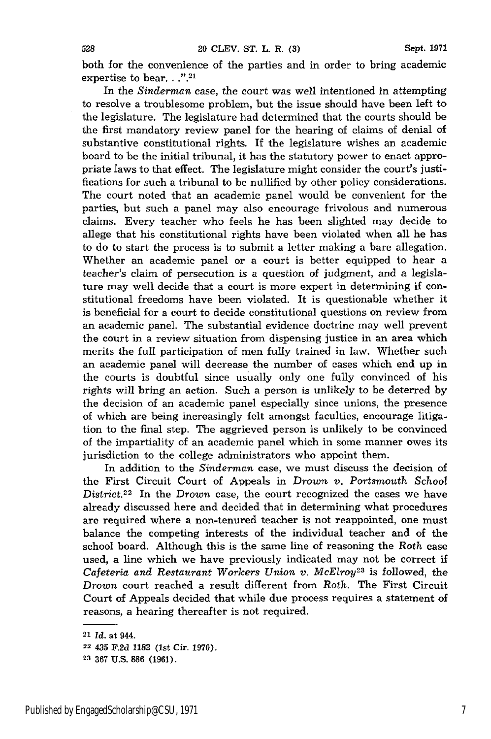both for the convenience of the parties and in order to bring academic expertise to bear. . .".[21]

In the *Sinderman* case, the court was well intentioned in attempting to resolve a troublesome problem, but the issue should have been left to the legislature. The legislature had determined that the courts should be the first mandatory review panel for the hearing of claims of denial of substantive constitutional rights. If the legislature wishes an academic board to be the initial tribunal, it has the statutory power to enact appropriate laws to that effect. The legislature might consider the court's justifications for such a tribunal to be nullified by other policy considerations. The court noted that an academic panel would be convenient for the parties, but such a panel may also encourage frivolous and numerous claims. Every teacher who feels he has been slighted may decide to allege that his constitutional rights have been violated when all he has to do to start the process is to submit a letter making a bare allegation. Whether an academic panel or a court is better equipped to hear a teacher's claim of persecution is a question of judgment, and a legislature may well decide that a court is more expert in determining if constitutional freedoms have been violated. It is questionable whether it is beneficial for a court to decide constitutional questions on review from an academic panel. The substantial evidence doctrine may well prevent the court in a review situation from dispensing justice in an area which merits the full participation of men fully trained in law. Whether such an academic panel will decrease the number of cases which end up in the courts is doubtful since usually only one fully convinced of his rights will bring an action. Such a person is unlikely to be deterred by the decision of an academic panel especially since unions, the presence of which are being increasingly felt amongst faculties, encourage litigation to the final step. The aggrieved person is unlikely to be convinced of the impartiality of an academic panel which in some manner owes its jurisdiction to the college administrators who appoint them.

In addition to the *Sinderman* case, we must discuss the decision of the First Circuit Court of Appeals in *Drown v. Portsmouth School District*.[22] In the *Drown* case, the court recognized the cases we have already discussed here and decided that in determining what procedures are required where a non-tenured teacher is not reappointed, one must balance the competing interests of the individual teacher and of the school board. Although this is the same line of reasoning the *Roth* case used, a line which we have previously indicated may not be correct if *Cafeteria and Restaurant Workers Union v. McElroy*[23] is followed, the *Drown* court reached a result different from *Roth*. The First Circuit Court of Appeals decided that while due process requires a statement of reasons, a hearing thereafter is not required.

---

[21] *Id.* at 944.

[22] 435 F.2d 1182 (1st Cir. 1970).

[23] 367 U.S. 886 (1961).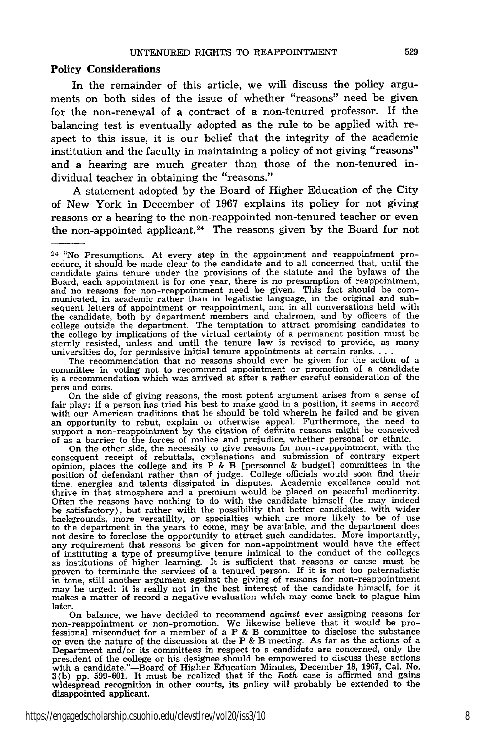### Policy Considerations

In the remainder of this article, we will discuss the policy arguments on both sides of the issue of whether "reasons" need be given for the non-renewal of a contract of a non-tenured professor. If the balancing test is eventually adopted as the rule to be applied with respect to this issue, it is our belief that the integrity of the academic institution and the faculty in maintaining a policy of not giving "reasons" and a hearing are much greater than those of the non-tenured individual teacher in obtaining the "reasons."

A statement adopted by the Board of Higher Education of the City of New York in December of 1967 explains its policy for not giving reasons or a hearing to the non-reappointed non-tenured teacher or even the non-appointed applicant.[24] The reasons given by the Board for not

---

[24] "No Presumptions. At every step in the appointment and reappointment procedure, it should be made clear to the candidate and to all concerned that, until the candidate gains tenure under the provisions of the statute and the bylaws of the Board, each appointment is for one year, there is no presumption of reappointment, and no reasons for non-reappointment need be given. This fact should be communicated, in academic rather than in legalistic language, in the original and subsequent letters of appointment or reappointment, and in all conversations held with the candidate, both by department members and chairmen, and by officers of the college outside the department. The temptation to attract promising candidates to the college by implications of the virtual certainty of a permanent position must be sternly resisted, unless and until the tenure law is revised to provide, as many universities do, for permissive initial tenure appointments at certain ranks. . . .

The recommendation that no reasons should ever be given for the action of a committee in voting not to recommend appointment or promotion of a candidate is a recommendation which was arrived at after a rather careful consideration of the pros and cons.

On the side of giving reasons, the most potent argument arises from a sense of fair play: if a person has tried his best to make good in a position, it seems in accord with our American traditions that he should be told wherein he failed and be given an opportunity to rebut, explain or otherwise appeal. Furthermore, the need to support a non-reappointment by the citation of definite reasons might be conceived of as a barrier to the forces of malice and prejudice, whether personal or ethnic.

On the other side, the necessity to give reasons for non-reappointment, with the consequent receipt of rebuttals, explanations and submission of contrary expert opinion, places the college and its P & B [personnel & budget] committees in the position of defendant rather than of judge. College officials would soon find their time, energies and talents dissipated in disputes. Academic excellence could not thrive in that atmosphere and a premium would be placed on peaceful mediocrity. Often the reasons have nothing to do with the candidate himself (he may indeed be satisfactory), but rather with the possibility that better candidates, with wider backgrounds, more versatility, or specialties which are more likely to be of use to the department in the years to come, may be available, and the department does not desire to foreclose the opportunity to attract such candidates. More importantly, any requirement that reasons be given for non-appointment would have the effect of instituting a type of presumptive tenure inimical to the conduct of the colleges as institutions of higher learning. It is sufficient that reasons or cause must be proven to terminate the services of a tenured person. If it is not too paternalistic in tone, still another argument against the giving of reasons for non-reappointment may be urged: it is really not in the best interest of the candidate himself, for it makes a matter of record a negative evaluation which may come back to plague him later.

On balance, we have decided to recommend *against* ever assigning reasons for non-reappointment or non-promotion. We likewise believe that it would be professional misconduct for a member of a P & B committee to disclose the substance or even the nature of the discussion at the P & B meeting. As far as the actions of a Department and/or its committees in respect to a candidate are concerned, only the president of the college or his designee should be empowered to discuss these actions with a candidate."—Board of Higher Education Minutes, December 18, 1967, Cal. No. 3(b) pp. 599-601. It must be realized that if the *Roth* case is affirmed and gains widespread recognition in other courts, its policy will probably be extended to the disappointed applicant.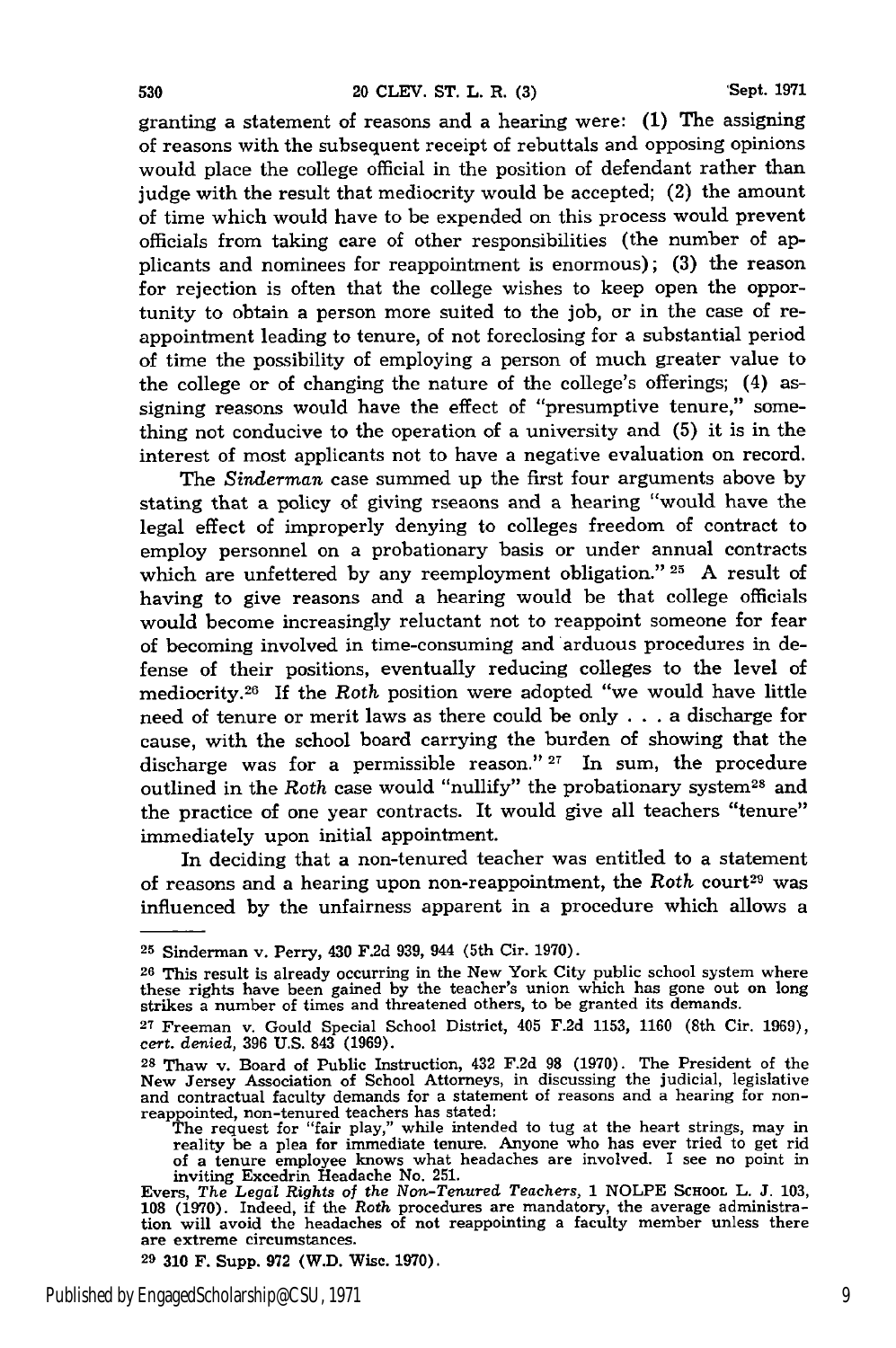granting a statement of reasons and a hearing were: (1) The assigning of reasons with the subsequent receipt of rebuttals and opposing opinions would place the college official in the position of defendant rather than judge with the result that mediocrity would be accepted; (2) the amount of time which would have to be expended on this process would prevent officials from taking care of other responsibilities (the number of applicants and nominees for reappointment is enormous); (3) the reason for rejection is often that the college wishes to keep open the opportunity to obtain a person more suited to the job, or in the case of reappointment leading to tenure, of not foreclosing for a substantial period of time the possibility of employing a person of much greater value to the college or of changing the nature of the college's offerings; (4) assigning reasons would have the effect of "presumptive tenure," something not conducive to the operation of a university and (5) it is in the interest of most applicants not to have a negative evaluation on record.

The *Sinderman* case summed up the first four arguments above by stating that a policy of giving rseaons and a hearing "would have the legal effect of improperly denying to colleges freedom of contract to employ personnel on a probationary basis or under annual contracts which are unfettered by any reemployment obligation."[25] A result of having to give reasons and a hearing would be that college officials would become increasingly reluctant not to reappoint someone for fear of becoming involved in time-consuming and arduous procedures in defense of their positions, eventually reducing colleges to the level of mediocrity.[26] If the *Roth* position were adopted "we would have little need of tenure or merit laws as there could be only . . . a discharge for cause, with the school board carrying the burden of showing that the discharge was for a permissible reason."[27] In sum, the procedure outlined in the *Roth* case would "nullify" the probationary system[28] and the practice of one year contracts. It would give all teachers "tenure" immediately upon initial appointment.

In deciding that a non-tenured teacher was entitled to a statement of reasons and a hearing upon non-reappointment, the *Roth* court[29] was influenced by the unfairness apparent in a procedure which allows a

---

[25] Sinderman v. Perry, 430 F.2d 939, 944 (5th Cir. 1970).

[26] This result is already occurring in the New York City public school system where these rights have been gained by the teacher's union which has gone out on long strikes a number of times and threatened others, to be granted its demands.

[27] Freeman v. Gould Special School District, 405 F.2d 1153, 1160 (8th Cir. 1969), *cert. denied*, 396 U.S. 843 (1969).

[28] Thaw v. Board of Public Instruction, 432 F.2d 98 (1970). The President of the New Jersey Association of School Attorneys, in discussing the judicial, legislative and contractual faculty demands for a statement of reasons and a hearing for non-reappointed, non-tenured teachers has stated:

> The request for "fair play," while intended to tug at the heart strings, may in reality be a plea for immediate tenure. Anyone who has ever tried to get rid of a tenure employee knows what headaches are involved. I see no point in inviting Excedrin Headache No. 251.

Evers, *The Legal Rights of the Non-Tenured Teachers*, 1 NOLPE School L. J. 103, 108 (1970). Indeed, if the *Roth* procedures are mandatory, the average administration will avoid the headaches of not reappointing a faculty member unless there are extreme circumstances.

[29] 310 F. Supp. 972 (W.D. Wisc. 1970).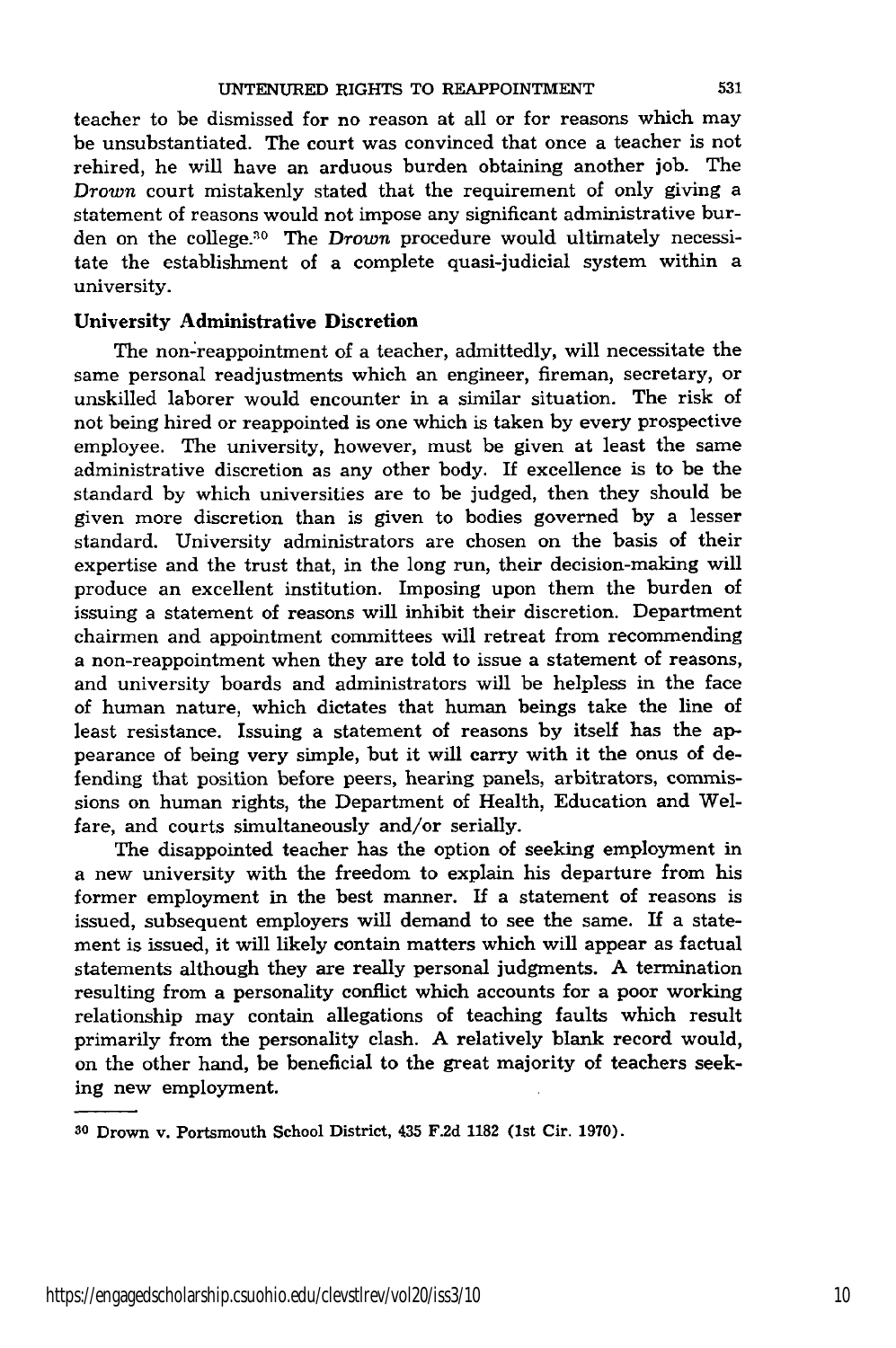teacher to be dismissed for no reason at all or for reasons which may be unsubstantiated. The court was convinced that once a teacher is not rehired, he will have an arduous burden obtaining another job. The *Drown* court mistakenly stated that the requirement of only giving a statement of reasons would not impose any significant administrative burden on the college.[30] The *Drown* procedure would ultimately necessitate the establishment of a complete quasi-judicial system within a university.

### University Administrative Discretion

The non-reappointment of a teacher, admittedly, will necessitate the same personal readjustments which an engineer, fireman, secretary, or unskilled laborer would encounter in a similar situation. The risk of not being hired or reappointed is one which is taken by every prospective employee. The university, however, must be given at least the same administrative discretion as any other body. If excellence is to be the standard by which universities are to be judged, then they should be given more discretion than is given to bodies governed by a lesser standard. University administrators are chosen on the basis of their expertise and the trust that, in the long run, their decision-making will produce an excellent institution. Imposing upon them the burden of issuing a statement of reasons will inhibit their discretion. Department chairmen and appointment committees will retreat from recommending a non-reappointment when they are told to issue a statement of reasons, and university boards and administrators will be helpless in the face of human nature, which dictates that human beings take the line of least resistance. Issuing a statement of reasons by itself has the appearance of being very simple, but it will carry with it the onus of defending that position before peers, hearing panels, arbitrators, commissions on human rights, the Department of Health, Education and Welfare, and courts simultaneously and/or serially.

The disappointed teacher has the option of seeking employment in a new university with the freedom to explain his departure from his former employment in the best manner. If a statement of reasons is issued, subsequent employers will demand to see the same. If a statement is issued, it will likely contain matters which will appear as factual statements although they are really personal judgments. A termination resulting from a personality conflict which accounts for a poor working relationship may contain allegations of teaching faults which result primarily from the personality clash. A relatively blank record would, on the other hand, be beneficial to the great majority of teachers seeking new employment.

---

[30] Drown v. Portsmouth School District, 435 F.2d 1182 (1st Cir. 1970).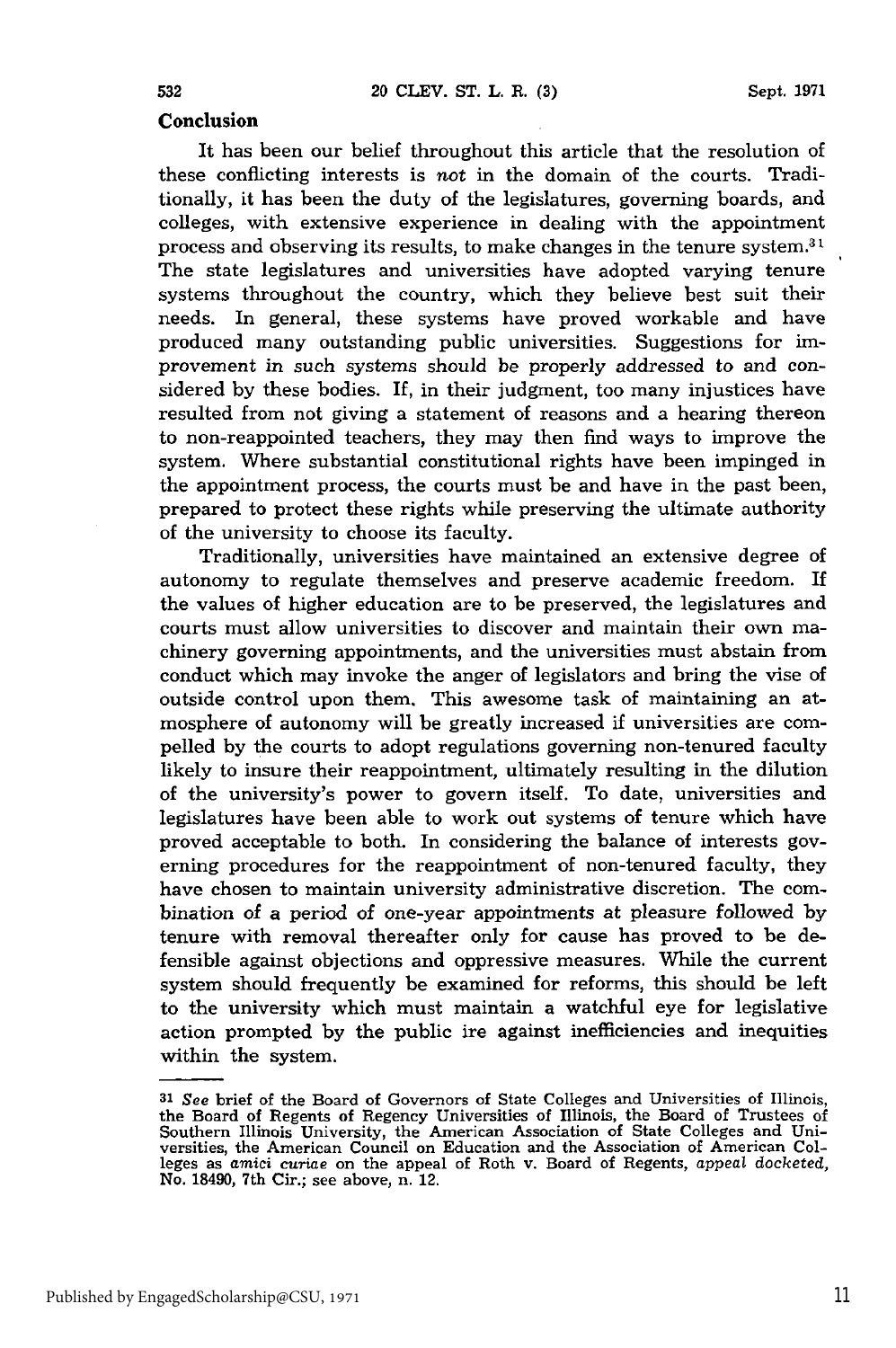## Conclusion

It has been our belief throughout this article that the resolution of these conflicting interests is *not* in the domain of the courts. Traditionally, it has been the duty of the legislatures, governing boards, and colleges, with extensive experience in dealing with the appointment process and observing its results, to make changes in the tenure system.[31] The state legislatures and universities have adopted varying tenure systems throughout the country, which they believe best suit their needs. In general, these systems have proved workable and have produced many outstanding public universities. Suggestions for improvement in such systems should be properly addressed to and considered by these bodies. If, in their judgment, too many injustices have resulted from not giving a statement of reasons and a hearing thereon to non-reappointed teachers, they may then find ways to improve the system. Where substantial constitutional rights have been impinged in the appointment process, the courts must be and have in the past been, prepared to protect these rights while preserving the ultimate authority of the university to choose its faculty.

Traditionally, universities have maintained an extensive degree of autonomy to regulate themselves and preserve academic freedom. If the values of higher education are to be preserved, the legislatures and courts must allow universities to discover and maintain their own machinery governing appointments, and the universities must abstain from conduct which may invoke the anger of legislators and bring the vise of outside control upon them. This awesome task of maintaining an atmosphere of autonomy will be greatly increased if universities are compelled by the courts to adopt regulations governing non-tenured faculty likely to insure their reappointment, ultimately resulting in the dilution of the university's power to govern itself. To date, universities and legislatures have been able to work out systems of tenure which have proved acceptable to both. In considering the balance of interests governing procedures for the reappointment of non-tenured faculty, they have chosen to maintain university administrative discretion. The combination of a period of one-year appointments at pleasure followed by tenure with removal thereafter only for cause has proved to be defensible against objections and oppressive measures. While the current system should frequently be examined for reforms, this should be left to the university which must maintain a watchful eye for legislative action prompted by the public ire against inefficiencies and inequities within the system.

---

[31] *See* brief of the Board of Governors of State Colleges and Universities of Illinois, the Board of Regents of Regency Universities of Illinois, the Board of Trustees of Southern Illinois University, the American Association of State Colleges and Universities, the American Council on Education and the Association of American Colleges as *amici curiae* on the appeal of Roth v. Board of Regents, *appeal docketed*, No. 18490, 7th Cir.; see above, n. 12.